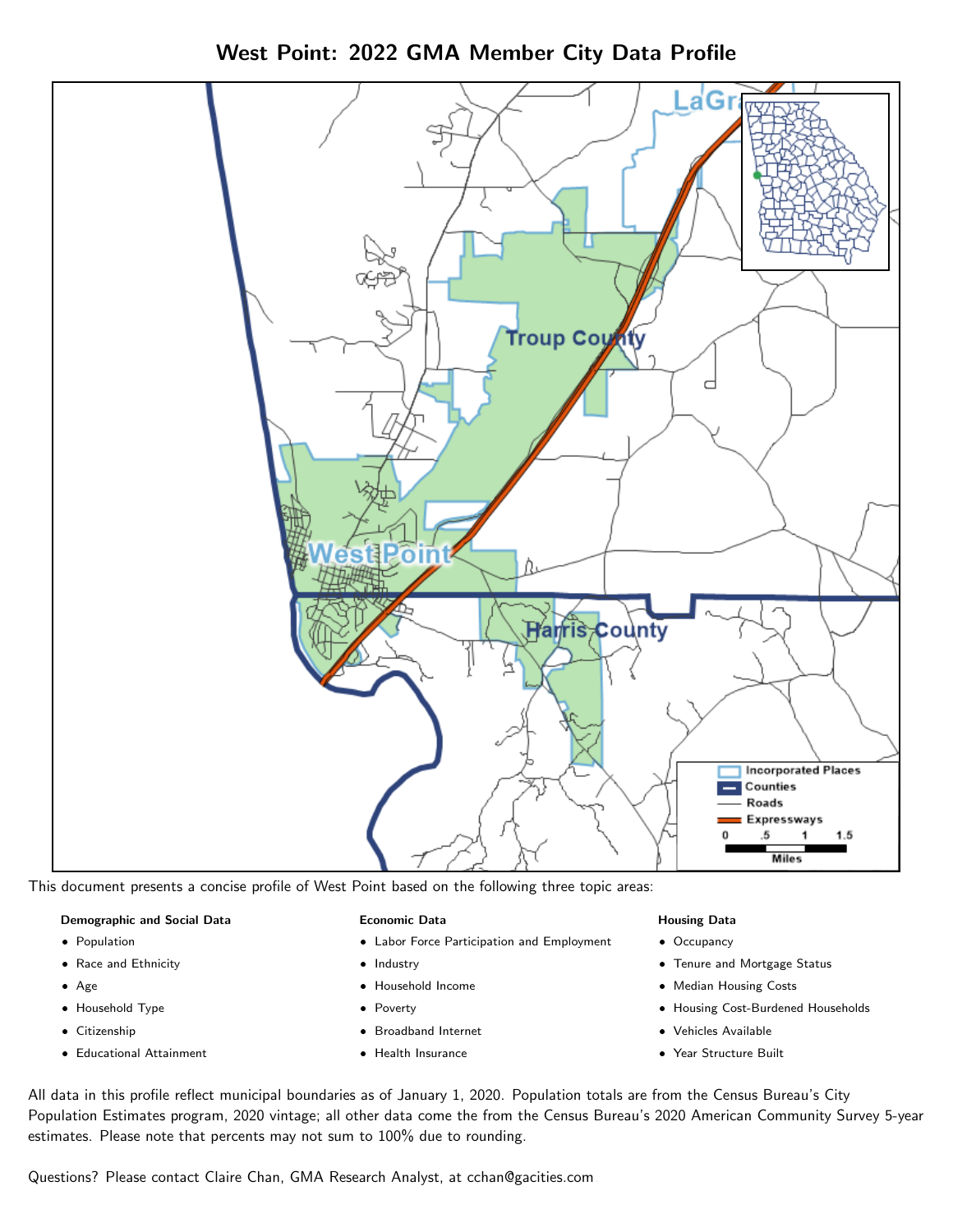# West Point: 2022 GMA Member City Data Profile

This document presents a concise profile of West Point based on the following three topic areas:

**Demographic and Social Data**

- Population
- Race and Ethnicity
- Age
- Household Type
- Citizenship
- Educational Attainment

**Economic Data**

- Labor Force Participation and Employment
- Industry
- Household Income
- Poverty
- Broadband Internet
- Health Insurance

**Housing Data**

- Occupancy
- Tenure and Mortgage Status
- Median Housing Costs
- Housing Cost-Burdened Households
- Vehicles Available
- Year Structure Built

All data in this profile reflect municipal boundaries as of January 1, 2020. Population totals are from the Census Bureau's City Population Estimates program, 2020 vintage; all other data come the from the Census Bureau's 2020 American Community Survey 5-year estimates. Please note that percents may not sum to 100% due to rounding.

Questions? Please contact Claire Chan, GMA Research Analyst, at cchan@gacities.com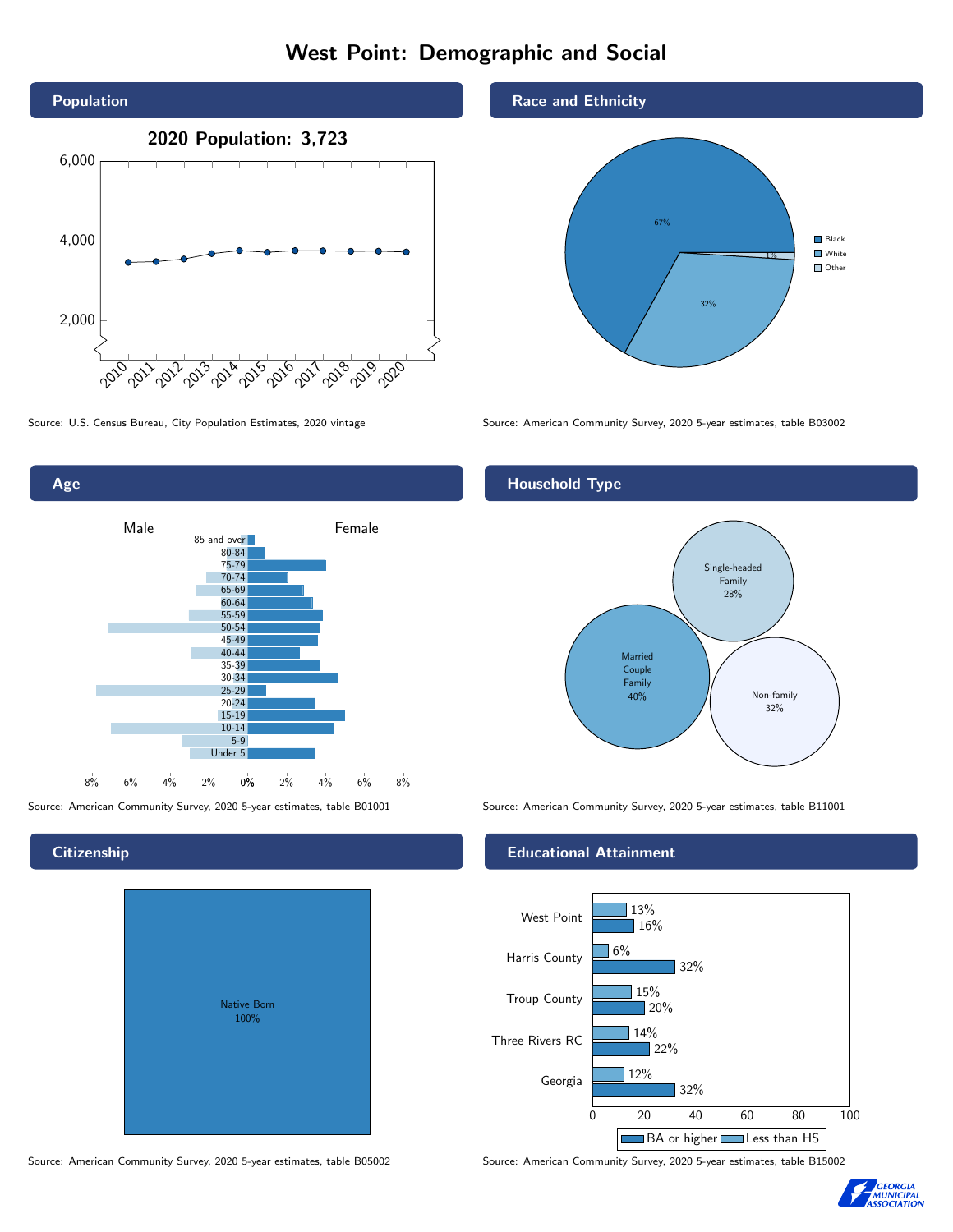# West Point: Demographic and Social

## Population

2020 Population: 3,723

Source: U.S. Census Bureau, City Population Estimates, 2020 vintage

## Race and Ethnicity

| Race | Percent |
|---|---|
| Black | 67% |
| White | 32% |
| Other | 1% |

Source: American Community Survey, 2020 5-year estimates, table B03002

## Age

Source: American Community Survey, 2020 5-year estimates, table B01001

## Household Type

| Household Type | Percent |
|---|---|
| Married Couple Family | 40% |
| Single-headed Family | 28% |
| Non-family | 32% |

Source: American Community Survey, 2020 5-year estimates, table B11001

## Citizenship

Native Born 100%

Source: American Community Survey, 2020 5-year estimates, table B05002

## Educational Attainment

| Area | Less than HS | BA or higher |
|---|---|---|
| West Point | 13% | 16% |
| Harris County | 6% | 32% |
| Troup County | 15% | 20% |
| Three Rivers RC | 14% | 22% |
| Georgia | 12% | 32% |

Source: American Community Survey, 2020 5-year estimates, table B15002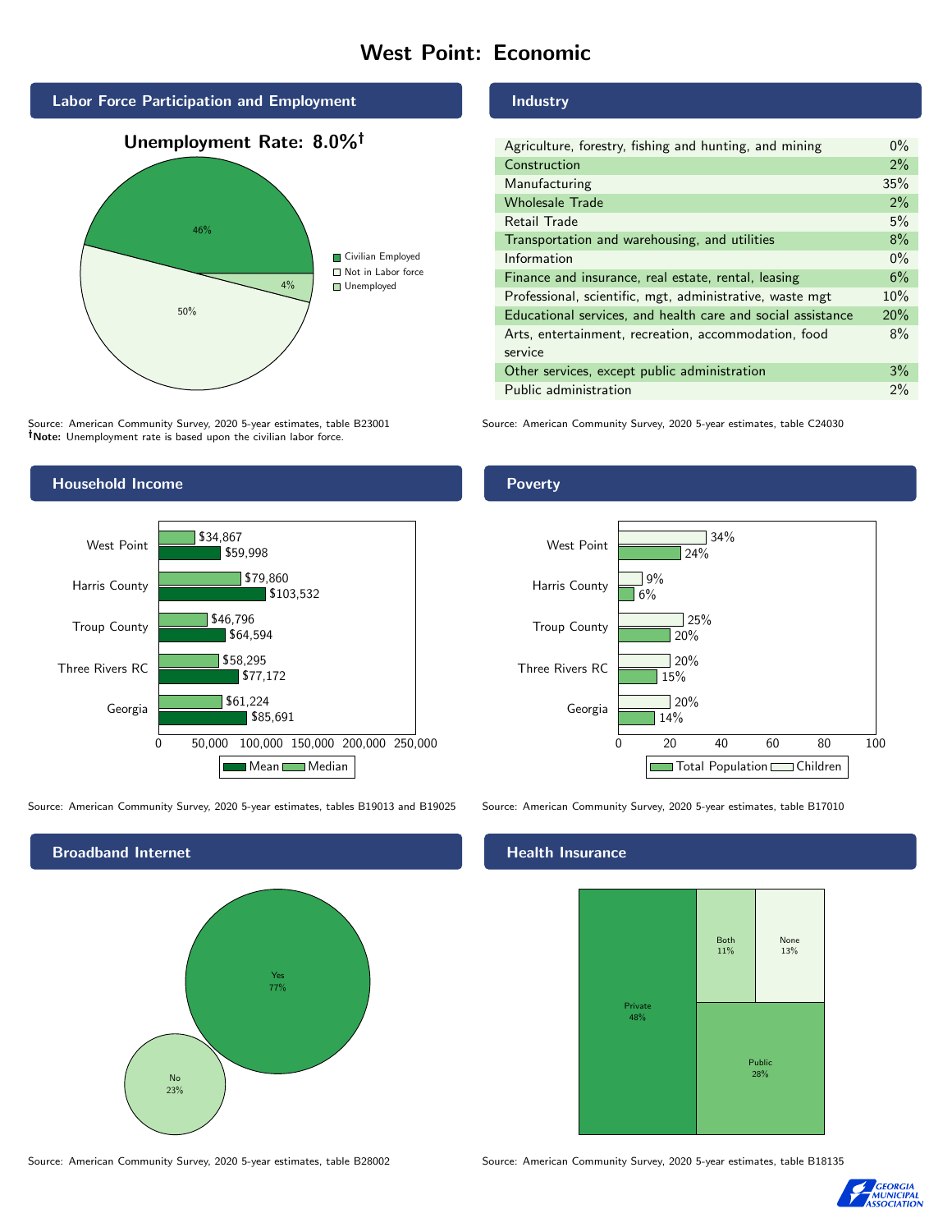# West Point: Economic

## Labor Force Participation and Employment

**Unemployment Rate: 8.0%†**

| Category | Percent |
|---|---|
| Civilian Employed | 46% |
| Not in Labor force | 50% |
| Unemployed | 4% |

Source: American Community Survey, 2020 5-year estimates, table B23001
**†Note:** Unemployment rate is based upon the civilian labor force.

## Industry

| Industry | Percent |
|---|---|
| Agriculture, forestry, fishing and hunting, and mining | 0% |
| Construction | 2% |
| Manufacturing | 35% |
| Wholesale Trade | 2% |
| Retail Trade | 5% |
| Transportation and warehousing, and utilities | 8% |
| Information | 0% |
| Finance and insurance, real estate, rental, leasing | 6% |
| Professional, scientific, mgt, administrative, waste mgt | 10% |
| Educational services, and health care and social assistance | 20% |
| Arts, entertainment, recreation, accommodation, food service | 8% |
| Other services, except public administration | 3% |
| Public administration | 2% |

Source: American Community Survey, 2020 5-year estimates, table C24030

## Household Income

| | Median | Mean |
|---|---|---|
| West Point | $34,867 | $59,998 |
| Harris County | $79,860 | $103,532 |
| Troup County | $46,796 | $64,594 |
| Three Rivers RC | $58,295 | $77,172 |
| Georgia | $61,224 | $85,691 |

Source: American Community Survey, 2020 5-year estimates, tables B19013 and B19025

## Poverty

| | Children | Total Population |
|---|---|---|
| West Point | 34% | 24% |
| Harris County | 9% | 6% |
| Troup County | 25% | 20% |
| Three Rivers RC | 20% | 15% |
| Georgia | 20% | 14% |

Source: American Community Survey, 2020 5-year estimates, table B17010

## Broadband Internet

| | Percent |
|---|---|
| Yes | 77% |
| No | 23% |

Source: American Community Survey, 2020 5-year estimates, table B28002

## Health Insurance

| Type | Percent |
|---|---|
| Private | 48% |
| Public | 28% |
| Both | 11% |
| None | 13% |

Source: American Community Survey, 2020 5-year estimates, table B18135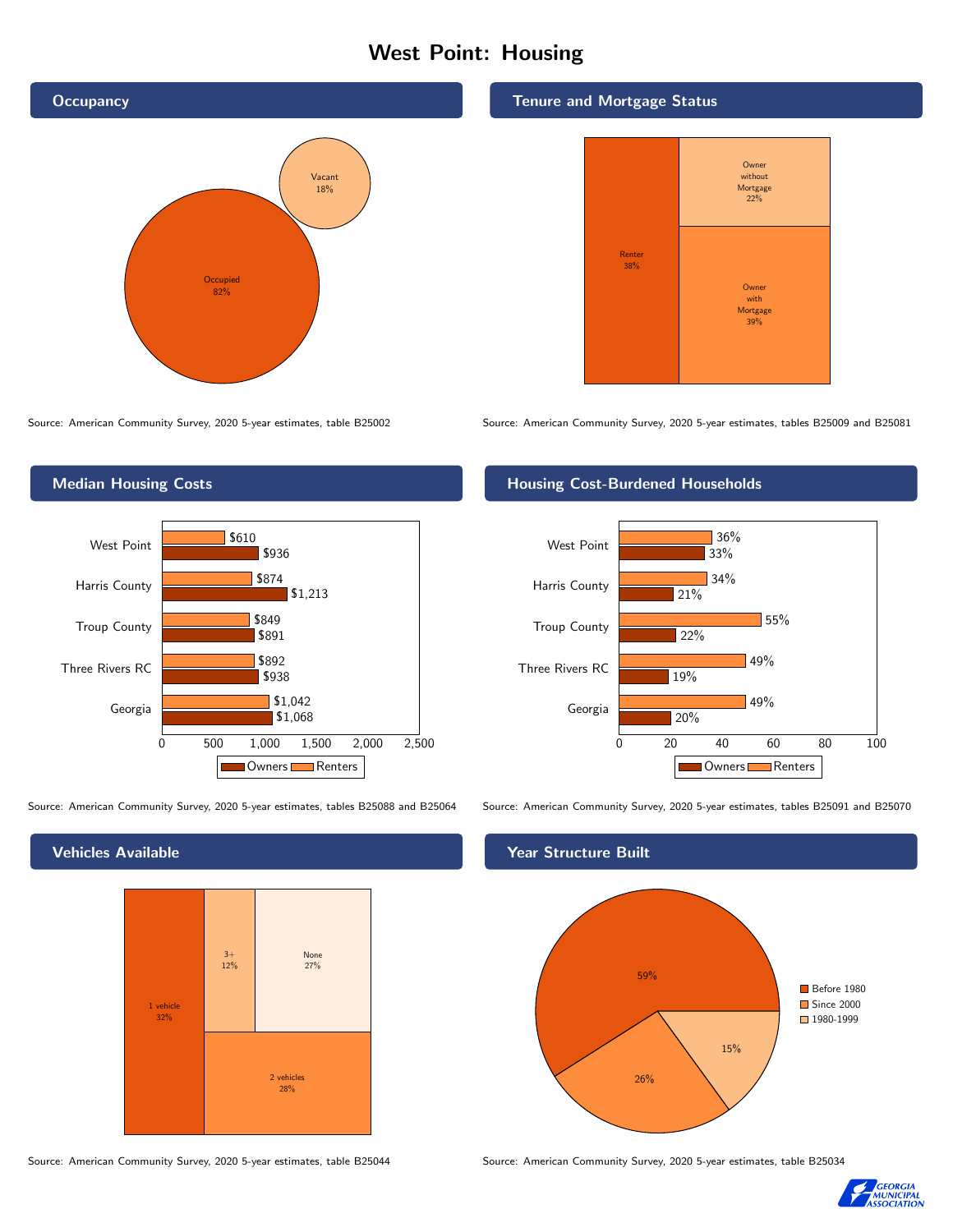# West Point: Housing

## Occupancy

Vacant
18%

Occupied
82%

Source: American Community Survey, 2020 5-year estimates, table B25002

## Tenure and Mortgage Status

Renter
38%

Owner
without
Mortgage
22%

Owner
with
Mortgage
39%

Source: American Community Survey, 2020 5-year estimates, tables B25009 and B25081

## Median Housing Costs

West Point
$610
$936

Harris County
$874
$1,213

Troup County
$849
$891

Three Rivers RC
$892
$938

Georgia
$1,042
$1,068

0
500
1,000
1,500
2,000
2,500

Owners
Renters

Source: American Community Survey, 2020 5-year estimates, tables B25088 and B25064

## Housing Cost-Burdened Households

West Point
36%
33%

Harris County
34%
21%

Troup County
55%
22%

Three Rivers RC
49%
19%

Georgia
49%
20%

0
20
40
60
80
100

Owners
Renters

Source: American Community Survey, 2020 5-year estimates, tables B25091 and B25070

## Vehicles Available

1 vehicle
32%

3+
12%

None
27%

2 vehicles
28%

Source: American Community Survey, 2020 5-year estimates, table B25044

## Year Structure Built

59%
26%
15%

Before 1980
Since 2000
1980-1999

Source: American Community Survey, 2020 5-year estimates, table B25034

GEORGIA MUNICIPAL ASSOCIATION